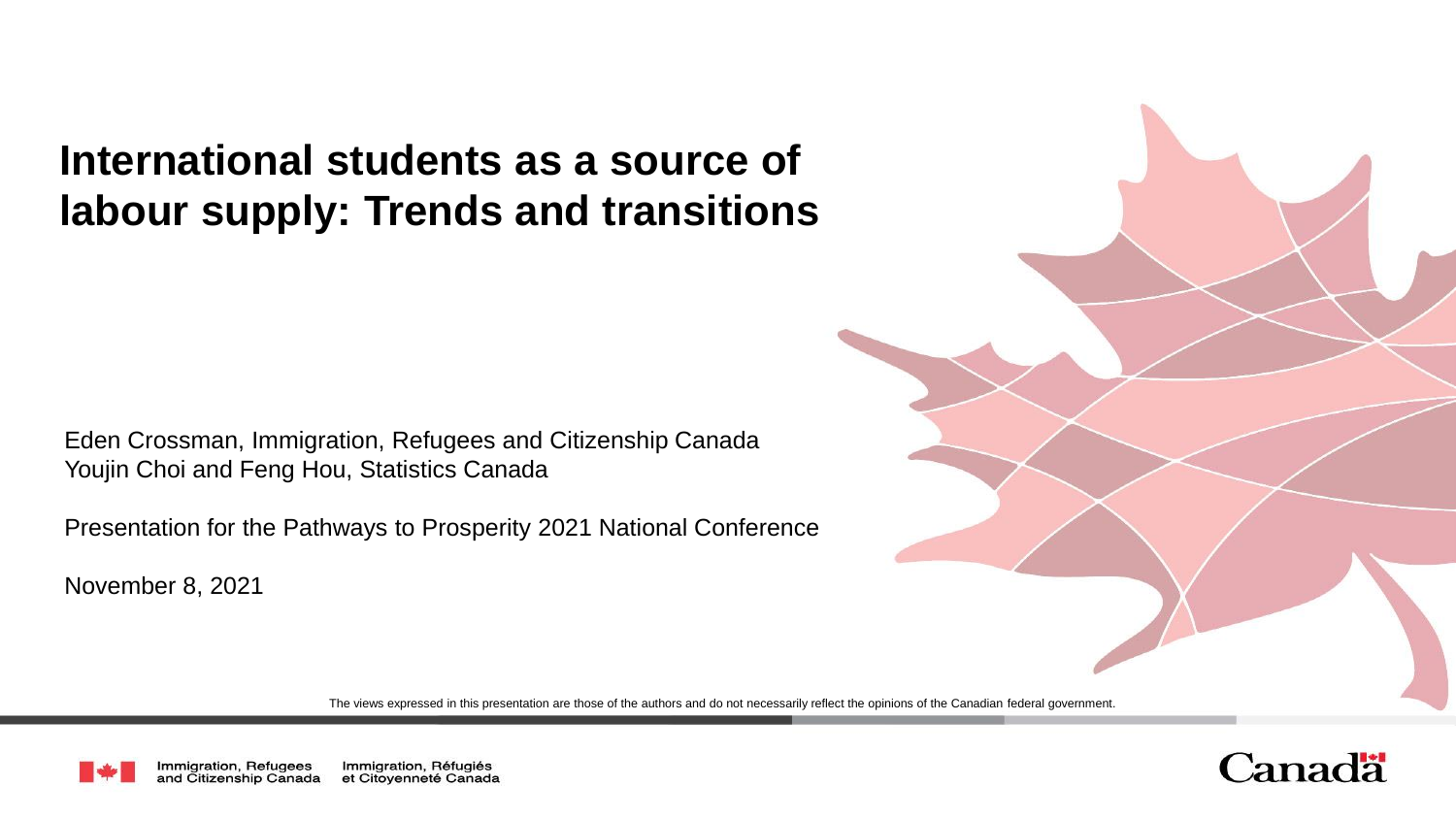# International students as a source of labour supply: Trends and transitions

Eden Crossman, Immigration, Refugees and Citizenship Canada
Youjin Choi and Feng Hou, Statistics Canada

Presentation for the Pathways to Prosperity 2021 National Conference

November 8, 2021

The views expressed in this presentation are those of the authors and do not necessarily reflect the opinions of the Canadian federal government.

Immigration, Refugees and Citizenship Canada | Immigration, Réfugiés et Citoyenneté Canada

Canada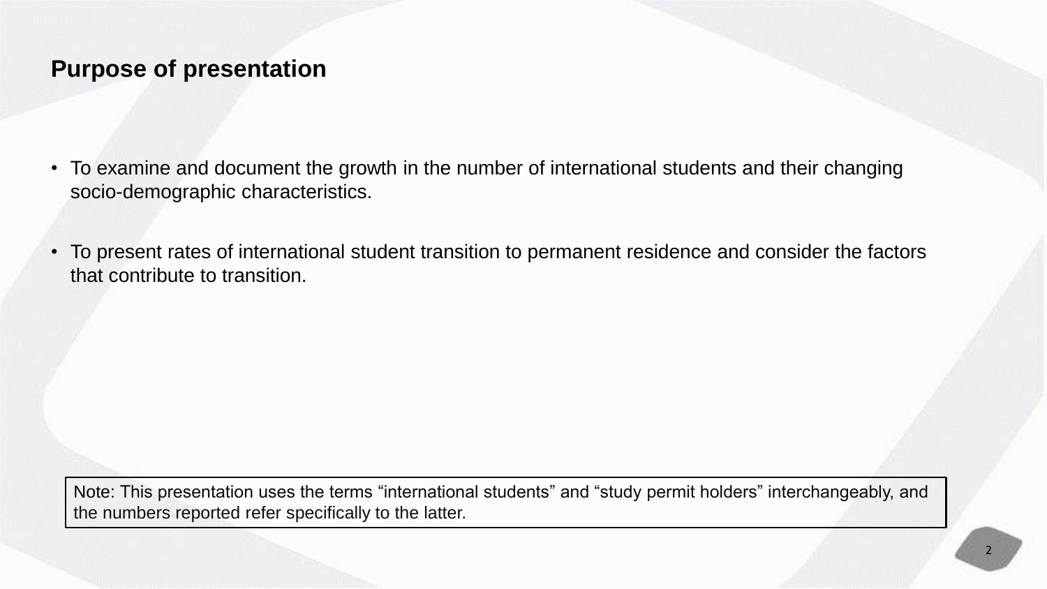## Purpose of presentation

- To examine and document the growth in the number of international students and their changing socio-demographic characteristics.
- To present rates of international student transition to permanent residence and consider the factors that contribute to transition.

Note: This presentation uses the terms “international students” and “study permit holders” interchangeably, and the numbers reported refer specifically to the latter.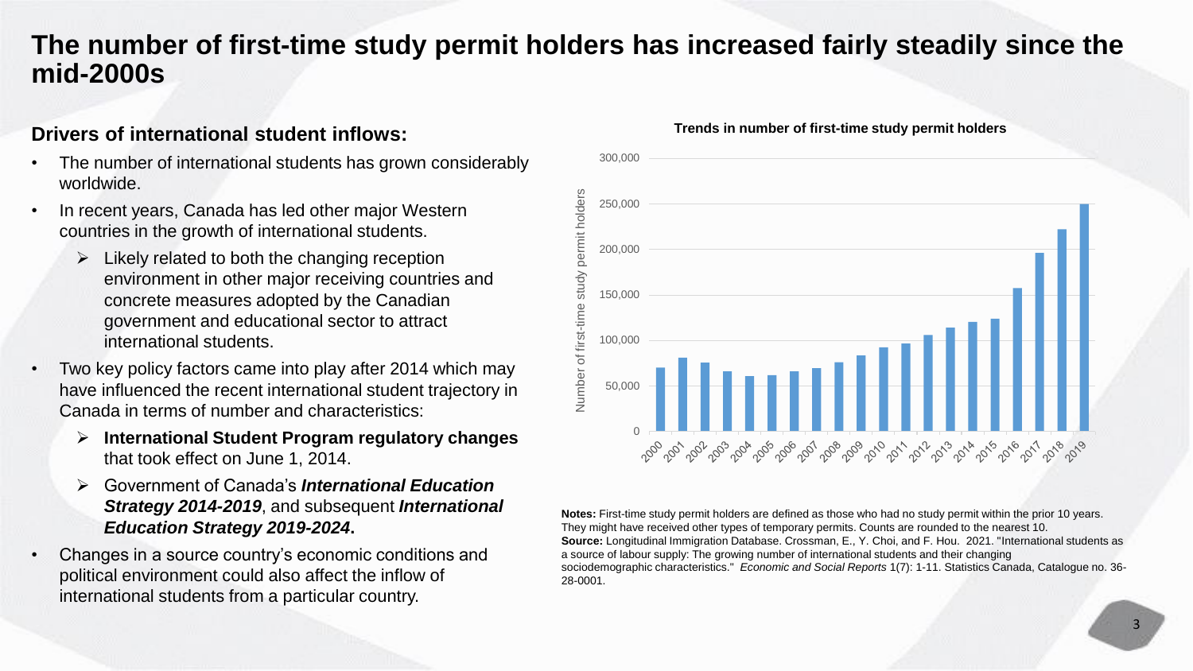# The number of first-time study permit holders has increased fairly steadily since the mid-2000s

## Drivers of international student inflows:

- The number of international students has grown considerably worldwide.
- In recent years, Canada has led other major Western countries in the growth of international students.
  - Likely related to both the changing reception environment in other major receiving countries and concrete measures adopted by the Canadian government and educational sector to attract international students.
- Two key policy factors came into play after 2014 which may have influenced the recent international student trajectory in Canada in terms of number and characteristics:
  - **International Student Program regulatory changes** that took effect on June 1, 2014.
  - Government of Canada's ***International Education Strategy 2014-2019***, and subsequent ***International Education Strategy 2019-2024***.
- Changes in a source country's economic conditions and political environment could also affect the inflow of international students from a particular country.

**Trends in number of first-time study permit holders**

**Notes:** First-time study permit holders are defined as those who had no study permit within the prior 10 years. They might have received other types of temporary permits. Counts are rounded to the nearest 10.
**Source:** Longitudinal Immigration Database. Crossman, E., Y. Choi, and F. Hou. 2021. "International students as a source of labour supply: The growing number of international students and their changing sociodemographic characteristics." *Economic and Social Reports* 1(7): 1-11. Statistics Canada, Catalogue no. 36-28-0001.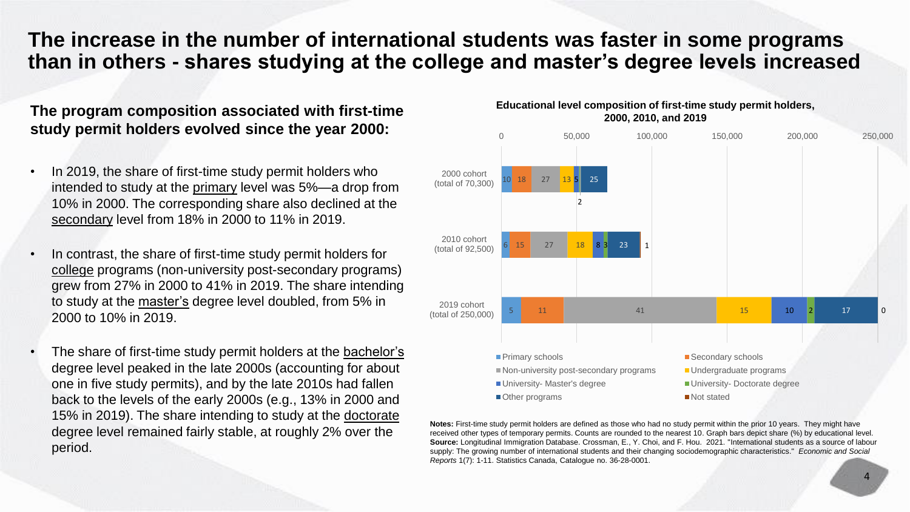# The increase in the number of international students was faster in some programs than in others - shares studying at the college and master's degree levels increased

**The program composition associated with first-time study permit holders evolved since the year 2000:**

- In 2019, the share of first-time study permit holders who intended to study at the primary level was 5%—a drop from 10% in 2000. The corresponding share also declined at the secondary level from 18% in 2000 to 11% in 2019.
- In contrast, the share of first-time study permit holders for college programs (non-university post-secondary programs) grew from 27% in 2000 to 41% in 2019. The share intending to study at the master's degree level doubled, from 5% in 2000 to 10% in 2019.
- The share of first-time study permit holders at the bachelor's degree level peaked in the late 2000s (accounting for about one in five study permits), and by the late 2010s had fallen back to the levels of the early 2000s (e.g., 13% in 2000 and 15% in 2019). The share intending to study at the doctorate degree level remained fairly stable, at roughly 2% over the period.

**Educational level composition of first-time study permit holders, 2000, 2010, and 2019**

| Cohort | Primary schools | Secondary schools | Non-university post-secondary programs | Undergraduate programs | University- Master's degree | University- Doctorate degree | Other programs | Not stated |
|---|---|---|---|---|---|---|---|---|
| 2000 cohort (total of 70,300) | 10 | 18 | 27 | 13 | 5 | 2 | 25 | |
| 2010 cohort (total of 92,500) | 6 | 15 | 27 | 18 | 8 | 3 | 23 | 1 |
| 2019 cohort (total of 250,000) | 5 | 11 | 41 | 15 | 10 | 2 | 17 | 0 |

**Notes:** First-time study permit holders are defined as those who had no study permit within the prior 10 years. They might have received other types of temporary permits. Counts are rounded to the nearest 10. Graph bars depict share (%) by educational level.
**Source:** Longitudinal Immigration Database. Crossman, E., Y. Choi, and F. Hou. 2021. "International students as a source of labour supply: The growing number of international students and their changing sociodemographic characteristics." *Economic and Social Reports* 1(7): 1-11. Statistics Canada, Catalogue no. 36-28-0001.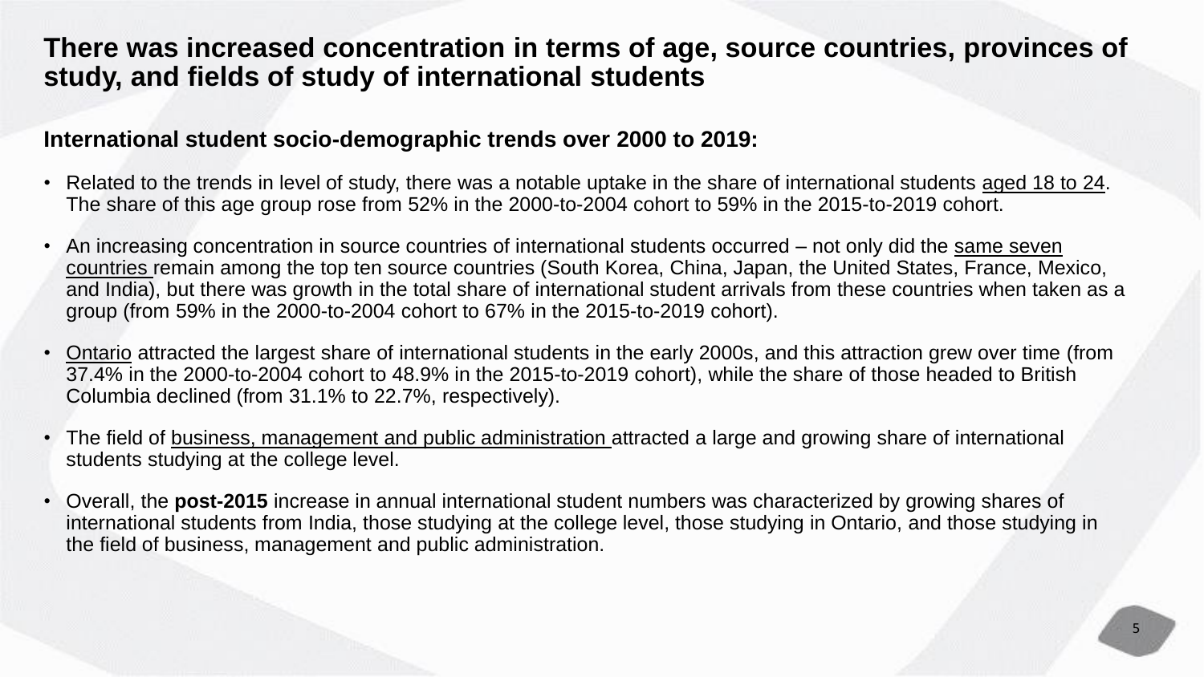# There was increased concentration in terms of age, source countries, provinces of study, and fields of study of international students

**International student socio-demographic trends over 2000 to 2019:**

- Related to the trends in level of study, there was a notable uptake in the share of international students aged 18 to 24. The share of this age group rose from 52% in the 2000-to-2004 cohort to 59% in the 2015-to-2019 cohort.
- An increasing concentration in source countries of international students occurred – not only did the same seven countries remain among the top ten source countries (South Korea, China, Japan, the United States, France, Mexico, and India), but there was growth in the total share of international student arrivals from these countries when taken as a group (from 59% in the 2000-to-2004 cohort to 67% in the 2015-to-2019 cohort).
- Ontario attracted the largest share of international students in the early 2000s, and this attraction grew over time (from 37.4% in the 2000-to-2004 cohort to 48.9% in the 2015-to-2019 cohort), while the share of those headed to British Columbia declined (from 31.1% to 22.7%, respectively).
- The field of business, management and public administration attracted a large and growing share of international students studying at the college level.
- Overall, the **post-2015** increase in annual international student numbers was characterized by growing shares of international students from India, those studying at the college level, those studying in Ontario, and those studying in the field of business, management and public administration.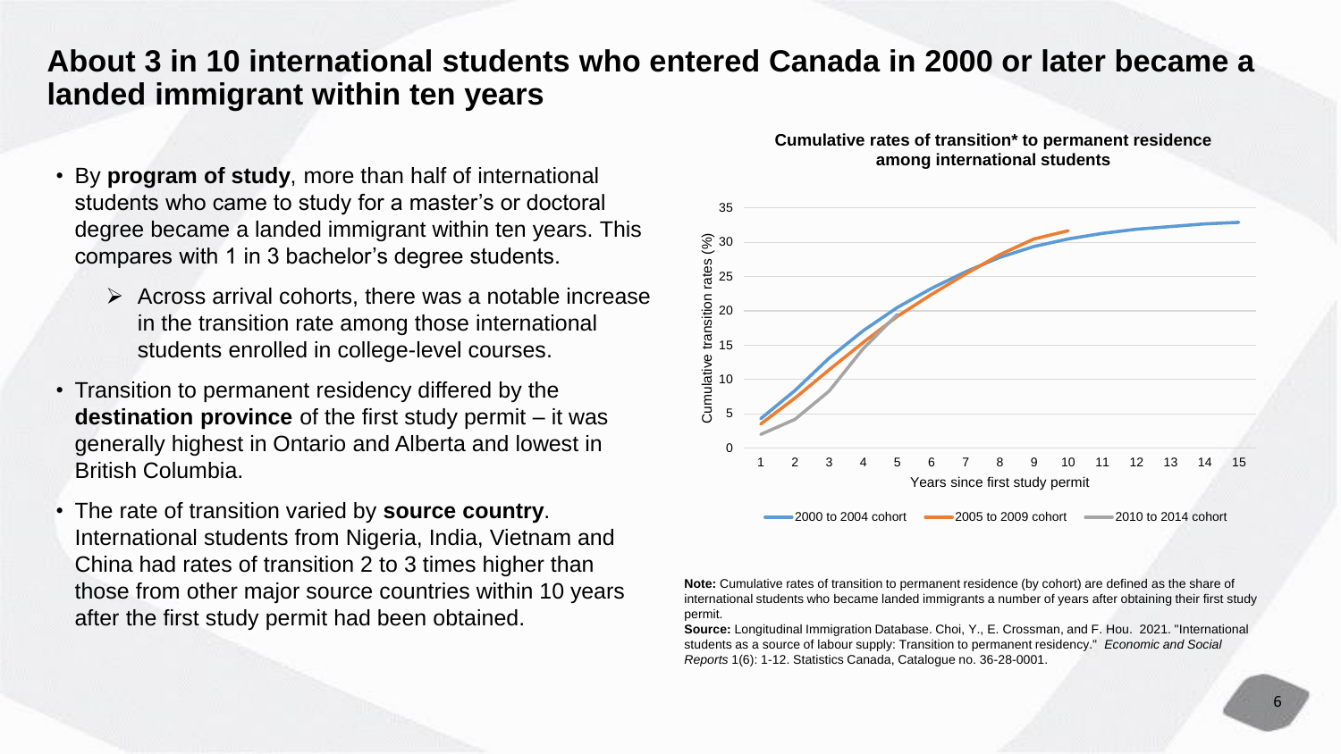# About 3 in 10 international students who entered Canada in 2000 or later became a landed immigrant within ten years

- By **program of study**, more than half of international students who came to study for a master's or doctoral degree became a landed immigrant within ten years. This compares with 1 in 3 bachelor's degree students.
  - Across arrival cohorts, there was a notable increase in the transition rate among those international students enrolled in college-level courses.
- Transition to permanent residency differed by the **destination province** of the first study permit – it was generally highest in Ontario and Alberta and lowest in British Columbia.
- The rate of transition varied by **source country**. International students from Nigeria, India, Vietnam and China had rates of transition 2 to 3 times higher than those from other major source countries within 10 years after the first study permit had been obtained.

**Cumulative rates of transition* to permanent residence among international students**

Cumulative transition rates (%)

Years since first study permit

2000 to 2004 cohort — 2005 to 2009 cohort — 2010 to 2014 cohort

**Note:** Cumulative rates of transition to permanent residence (by cohort) are defined as the share of international students who became landed immigrants a number of years after obtaining their first study permit.

**Source:** Longitudinal Immigration Database. Choi, Y., E. Crossman, and F. Hou. 2021. "International students as a source of labour supply: Transition to permanent residency." *Economic and Social Reports* 1(6): 1-12. Statistics Canada, Catalogue no. 36-28-0001.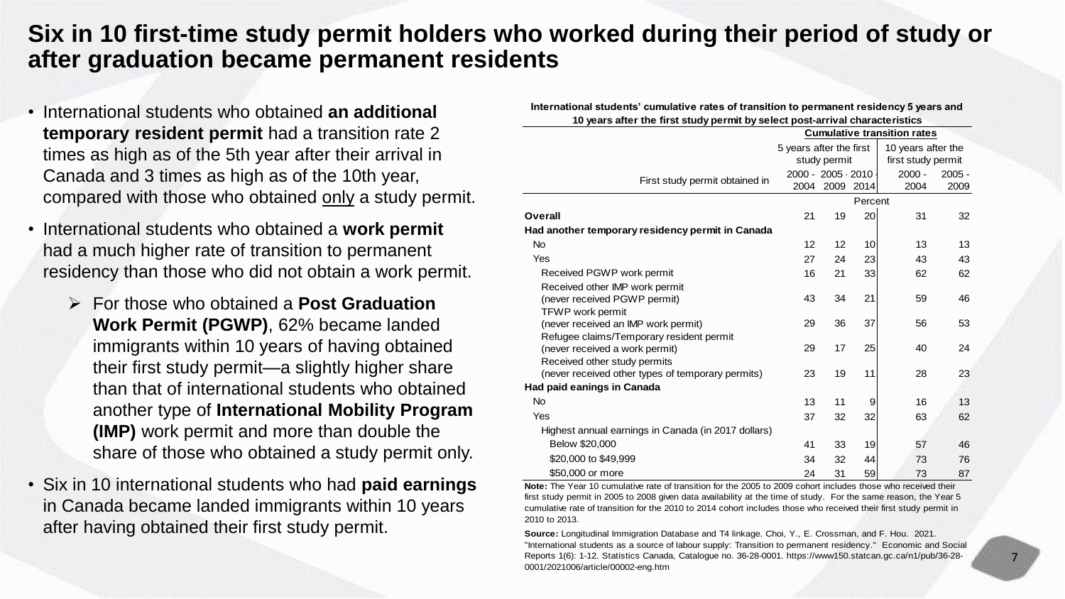# Six in 10 first-time study permit holders who worked during their period of study or after graduation became permanent residents

- International students who obtained **an additional temporary resident permit** had a transition rate 2 times as high as of the 5th year after their arrival in Canada and 3 times as high as of the 10th year, compared with those who obtained only a study permit.
- International students who obtained a **work permit** had a much higher rate of transition to permanent residency than those who did not obtain a work permit.
  - For those who obtained a **Post Graduation Work Permit (PGWP)**, 62% became landed immigrants within 10 years of having obtained their first study permit—a slightly higher share than that of international students who obtained another type of **International Mobility Program (IMP)** work permit and more than double the share of those who obtained a study permit only.
- Six in 10 international students who had **paid earnings** in Canada became landed immigrants within 10 years after having obtained their first study permit.

**International students' cumulative rates of transition to permanent residency 5 years and 10 years after the first study permit by select post-arrival characteristics**

| First study permit obtained in | Cumulative transition rates | | | | |
|---|---|---|---|---|---|
| | 5 years after the first study permit | | | 10 years after the first study permit | |
| | 2000 - 2004 | 2005 - 2009 | 2010 - 2014 | 2000 - 2004 | 2005 - 2009 |
| | Percent | | | | |
| **Overall** | 21 | 19 | 20 | 31 | 32 |
| **Had another temporary residency permit in Canada** | | | | | |
| No | 12 | 12 | 10 | 13 | 13 |
| Yes | 27 | 24 | 23 | 43 | 43 |
| Received PGWP work permit | 16 | 21 | 33 | 62 | 62 |
| Received other IMP work permit (never received PGWP permit) | 43 | 34 | 21 | 59 | 46 |
| TFWP work permit (never received an IMP work permit) | 29 | 36 | 37 | 56 | 53 |
| Refugee claims/Temporary resident permit (never received a work permit) | 29 | 17 | 25 | 40 | 24 |
| Received other study permits (never received other types of temporary permits) | 23 | 19 | 11 | 28 | 23 |
| **Had paid eanings in Canada** | | | | | |
| No | 13 | 11 | 9 | 16 | 13 |
| Yes | 37 | 32 | 32 | 63 | 62 |
| Highest annual earnings in Canada (in 2017 dollars) | | | | | |
| Below $20,000 | 41 | 33 | 19 | 57 | 46 |
| $20,000 to $49,999 | 34 | 32 | 44 | 73 | 76 |
| $50,000 or more | 24 | 31 | 59 | 73 | 87 |

**Note:** The Year 10 cumulative rate of transition for the 2005 to 2009 cohort includes those who received their first study permit in 2005 to 2008 given data availability at the time of study. For the same reason, the Year 5 cumulative rate of transition for the 2010 to 2014 cohort includes those who received their first study permit in 2010 to 2013.

**Source:** Longitudinal Immigration Database and T4 linkage. Choi, Y., E. Crossman, and F. Hou. 2021. "International students as a source of labour supply: Transition to permanent residency." Economic and Social Reports 1(6): 1-12. Statistics Canada, Catalogue no. 36-28-0001. https://www150.statcan.gc.ca/n1/pub/36-28-0001/2021006/article/00002-eng.htm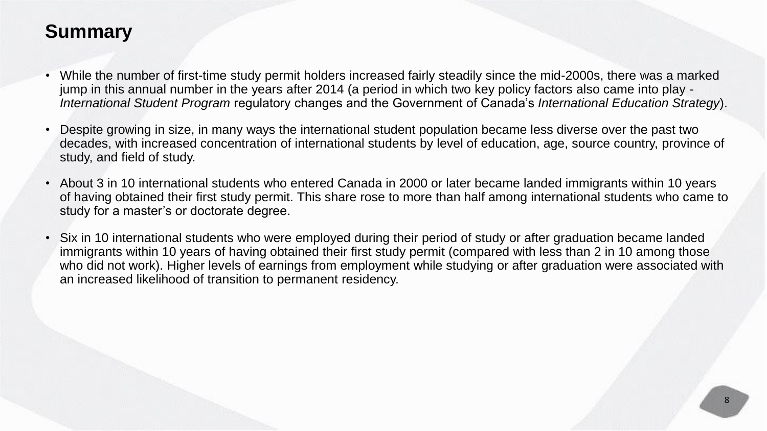# Summary

- While the number of first-time study permit holders increased fairly steadily since the mid-2000s, there was a marked jump in this annual number in the years after 2014 (a period in which two key policy factors also came into play - *International Student Program* regulatory changes and the Government of Canada's *International Education Strategy*).
- Despite growing in size, in many ways the international student population became less diverse over the past two decades, with increased concentration of international students by level of education, age, source country, province of study, and field of study.
- About 3 in 10 international students who entered Canada in 2000 or later became landed immigrants within 10 years of having obtained their first study permit. This share rose to more than half among international students who came to study for a master's or doctorate degree.
- Six in 10 international students who were employed during their period of study or after graduation became landed immigrants within 10 years of having obtained their first study permit (compared with less than 2 in 10 among those who did not work). Higher levels of earnings from employment while studying or after graduation were associated with an increased likelihood of transition to permanent residency.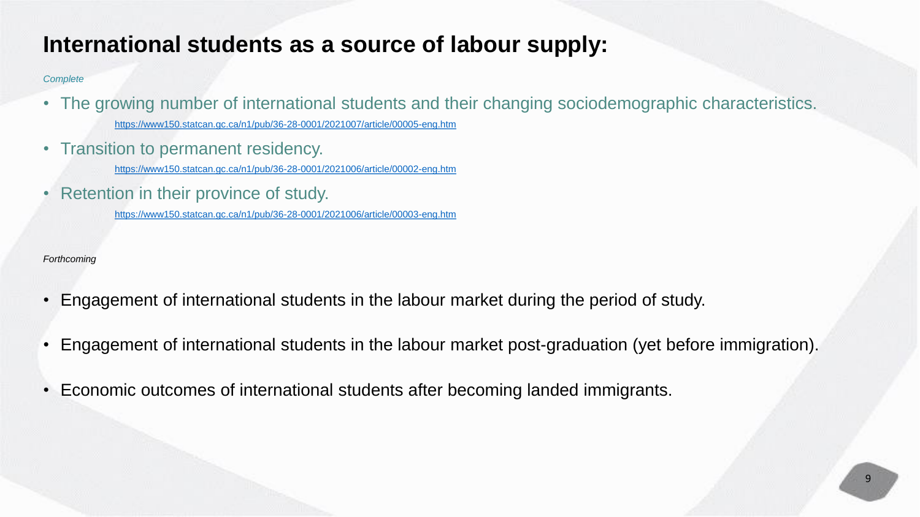# International students as a source of labour supply:

*Complete*

- The growing number of international students and their changing sociodemographic characteristics.
  https://www150.statcan.gc.ca/n1/pub/36-28-0001/2021007/article/00005-eng.htm
- Transition to permanent residency.
  https://www150.statcan.gc.ca/n1/pub/36-28-0001/2021006/article/00002-eng.htm
- Retention in their province of study.
  https://www150.statcan.gc.ca/n1/pub/36-28-0001/2021006/article/00003-eng.htm

*Forthcoming*

- Engagement of international students in the labour market during the period of study.
- Engagement of international students in the labour market post-graduation (yet before immigration).
- Economic outcomes of international students after becoming landed immigrants.